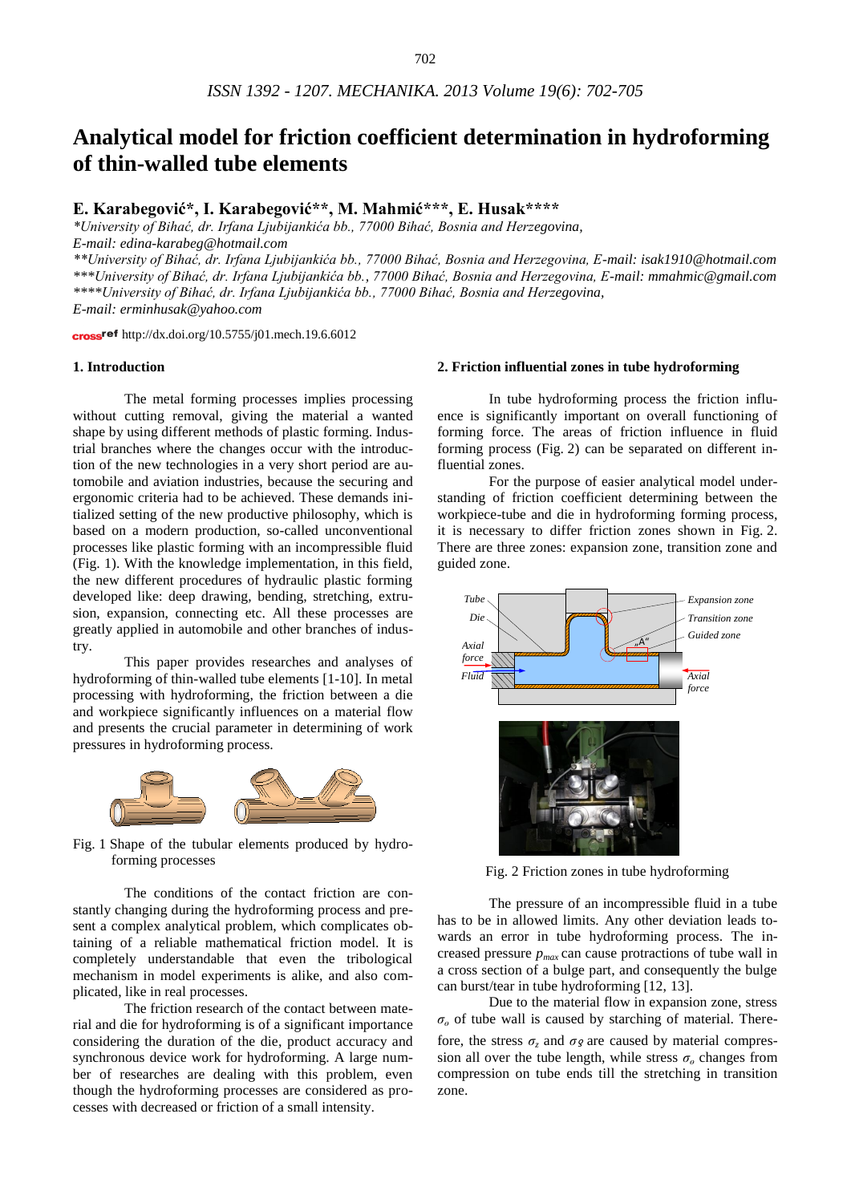# Analytical model for friction coefficient determination in hydroforming of thin-walled tube elements

**E. Karabegović\*, I. Karabegović\*\*, M. Mahmić\*\*\*, E. Husak\*\*\*\***

*\*University of Bihać, dr. Irfana Ljubijankića bb., 77000 Bihać, Bosnia and Herzegovina, E-mail: edina-karabeg@hotmail.com*

*\*\*University of Bihać, dr. Irfana Ljubijankića bb., 77000 Bihać, Bosnia and Herzegovina, E-mail: isak1910@hotmail.com*

*\*\*\*University of Bihać, dr. Irfana Ljubijankića bb., 77000 Bihać, Bosnia and Herzegovina, E-mail: mmahmic@gmail.com*

*\*\*\*\*University of Bihać, dr. Irfana Ljubijankića bb., 77000 Bihać, Bosnia and Herzegovina, E-mail: erminhusak@yahoo.com*

crossref http://dx.doi.org/10.5755/j01.mech.19.6.6012

## 1. Introduction

The metal forming processes implies processing without cutting removal, giving the material a wanted shape by using different methods of plastic forming. Industrial branches where the changes occur with the introduction of the new technologies in a very short period are automobile and aviation industries, because the securing and ergonomic criteria had to be achieved. These demands initialized setting of the new productive philosophy, which is based on a modern production, so-called unconventional processes like plastic forming with an incompressible fluid (Fig. 1). With the knowledge implementation, in this field, the new different procedures of hydraulic plastic forming developed like: deep drawing, bending, stretching, extrusion, expansion, connecting etc. All these processes are greatly applied in automobile and other branches of industry.

This paper provides researches and analyses of hydroforming of thin-walled tube elements [1-10]. In metal processing with hydroforming, the friction between a die and workpiece significantly influences on a material flow and presents the crucial parameter in determining of work pressures in hydroforming process.

Fig. 1 Shape of the tubular elements produced by hydroforming processes

The conditions of the contact friction are constantly changing during the hydroforming process and present a complex analytical problem, which complicates obtaining of a reliable mathematical friction model. It is completely understandable that even the tribological mechanism in model experiments is alike, and also complicated, like in real processes.

The friction research of the contact between material and die for hydroforming is of a significant importance considering the duration of the die, product accuracy and synchronous device work for hydroforming. A large number of researches are dealing with this problem, even though the hydroforming processes are considered as processes with decreased or friction of a small intensity.

## 2. Friction influential zones in tube hydroforming

In tube hydroforming process the friction influence is significantly important on overall functioning of forming force. The areas of friction influence in fluid forming process (Fig. 2) can be separated on different influential zones.

For the purpose of easier analytical model understanding of friction coefficient determining between the workpiece-tube and die in hydroforming forming process, it is necessary to differ friction zones shown in Fig. 2. There are three zones: expansion zone, transition zone and guided zone.

Fig. 2 Friction zones in tube hydroforming

The pressure of an incompressible fluid in a tube has to be in allowed limits. Any other deviation leads towards an error in tube hydroforming process. The increased pressure $p_{max}$ can cause protractions of tube wall in a cross section of a bulge part, and consequently the bulge can burst/tear in tube hydroforming [12, 13].

Due to the material flow in expansion zone, stress $\sigma_o$ of tube wall is caused by starching of material. Therefore, the stress $\sigma_z$ and $\sigma_\vartheta$ are caused by material compression all over the tube length, while stress $\sigma_o$ changes from compression on tube ends till the stretching in transition zone.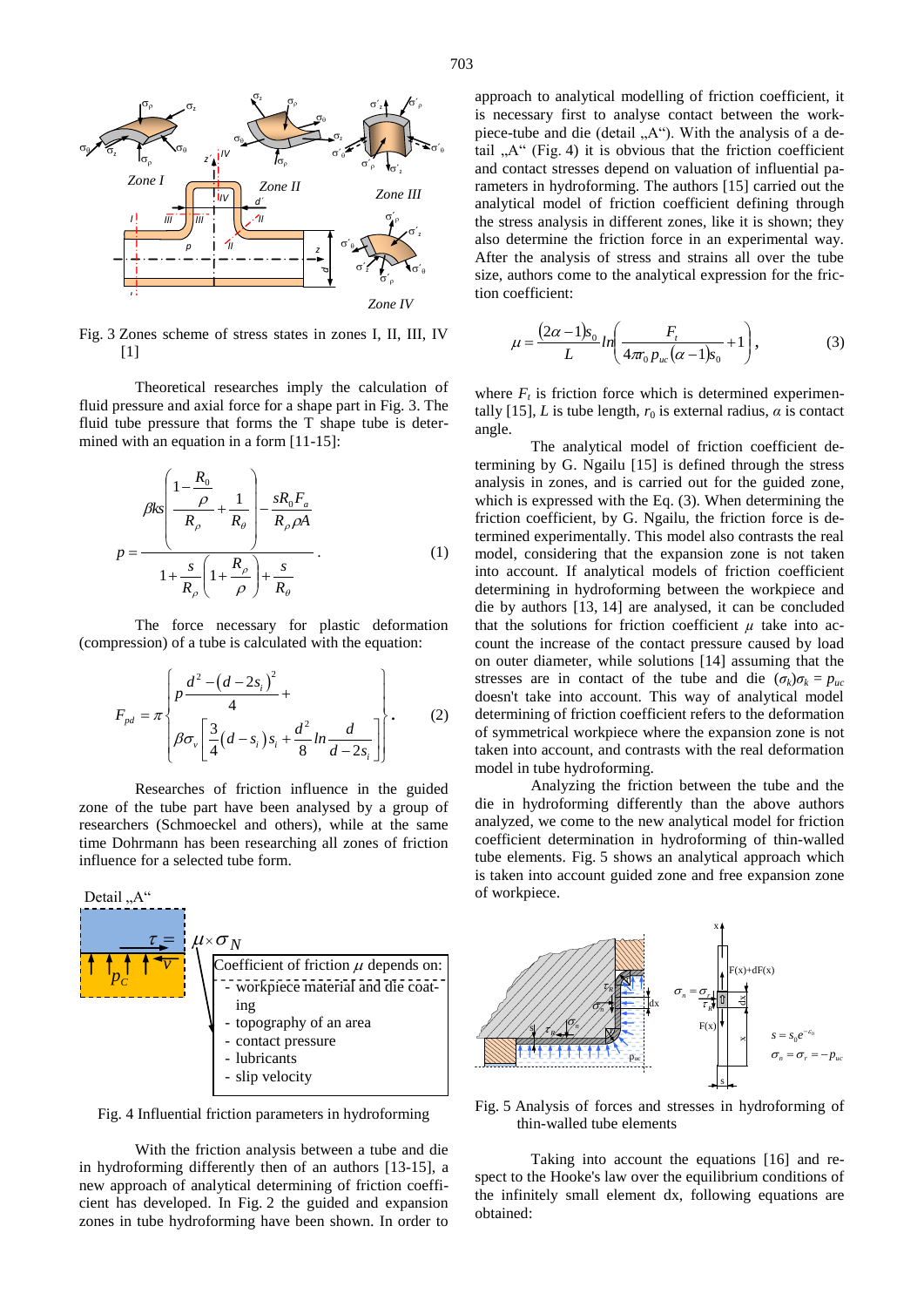Fig. 3 Zones scheme of stress states in zones I, II, III, IV [1]

Theoretical researches imply the calculation of fluid pressure and axial force for a shape part in Fig. 3. The fluid tube pressure that forms the T shape tube is determined with an equation in a form [11-15]:

$$p = \frac{\beta ks\left(\dfrac{1-\dfrac{R_0}{\rho}}{R_\rho}+\dfrac{1}{R_\theta}\right)-\dfrac{sR_0F_a}{R_\rho \rho A}}{1+\dfrac{s}{R_\rho}\left(1+\dfrac{R_\rho}{\rho}\right)+\dfrac{s}{R_\theta}}. \tag{1}$$

The force necessary for plastic deformation (compression) of a tube is calculated with the equation:

$$F_{pd} = \pi \left\{ \begin{array}{l} p\dfrac{d^2-(d-2s_i)^2}{4}+ \\ \beta\sigma_v\left[\dfrac{3}{4}(d-s_i)s_i+\dfrac{d^2}{8}ln\dfrac{d}{d-2s_i}\right] \end{array} \right\}. \tag{2}$$

Researches of friction influence in the guided zone of the tube part have been analysed by a group of researchers (Schmoeckel and others), while at the same time Dohrmann has been researching all zones of friction influence for a selected tube form.

Detail „A"

$\tau = \mu \times \sigma_N$

Coefficient of friction $\mu$ depends on:
- workpiece material and die coating
- topography of an area
- contact pressure
- lubricants
- slip velocity

Fig. 4 Influential friction parameters in hydroforming

With the friction analysis between a tube and die in hydroforming differently then of an authors [13-15], a new approach of analytical determining of friction coefficient has developed. In Fig. 2 the guided and expansion zones in tube hydroforming have been shown. In order to approach to analytical modelling of friction coefficient, it is necessary first to analyse contact between the workpiece-tube and die (detail „A"). With the analysis of a detail „A" (Fig. 4) it is obvious that the friction coefficient and contact stresses depend on valuation of influential parameters in hydroforming. The authors [15] carried out the analytical model of friction coefficient defining through the stress analysis in different zones, like it is shown; they also determine the friction force in an experimental way. After the analysis of stress and strains all over the tube size, authors come to the analytical expression for the friction coefficient:

$$\mu = \frac{(2\alpha-1)s_0}{L}ln\left(\frac{F_t}{4\pi r_0 p_{uc}(\alpha-1)s_0}+1\right), \tag{3}$$

where $F_t$ is friction force which is determined experimentally [15], $L$ is tube length, $r_0$ is external radius, $\alpha$ is contact angle.

The analytical model of friction coefficient determining by G. Ngailu [15] is defined through the stress analysis in zones, and is carried out for the guided zone, which is expressed with the Eq. (3). When determining the friction coefficient, by G. Ngailu, the friction force is determined experimentally. This model also contrasts the real model, considering that the expansion zone is not taken into account. If analytical models of friction coefficient determining in hydroforming between the workpece and die by authors [13, 14] are analysed, it can be concluded that the solutions for friction coefficient $\mu$ take into account the increase of the contact pressure caused by load on outer diameter, while solutions [14] assuming that the stresses are in contact of the tube and die $(\sigma_k)\sigma_k = p_{uc}$ doesn't take into account. This way of analytical model determining of friction coefficient refers to the deformation of symmetrical workpiece where the expansion zone is not taken into account, and contrasts with the real deformation model in tube hydroforming.

Analyzing the friction between the tube and the die in hydroforming differently than the above authors analyzed, we come to the new analytical model for friction coefficient determination in hydroforming of thin-walled tube elements. Fig. 5 shows an analytical approach which is taken into account guided zone and free expansion zone of workpiece.

Fig. 5 Analysis of forces and stresses in hydroforming of thin-walled tube elements

Taking into account the equations [16] and respect to the Hooke's law over the equilibrium conditions of the infinitely small element dx, following equations are obtained: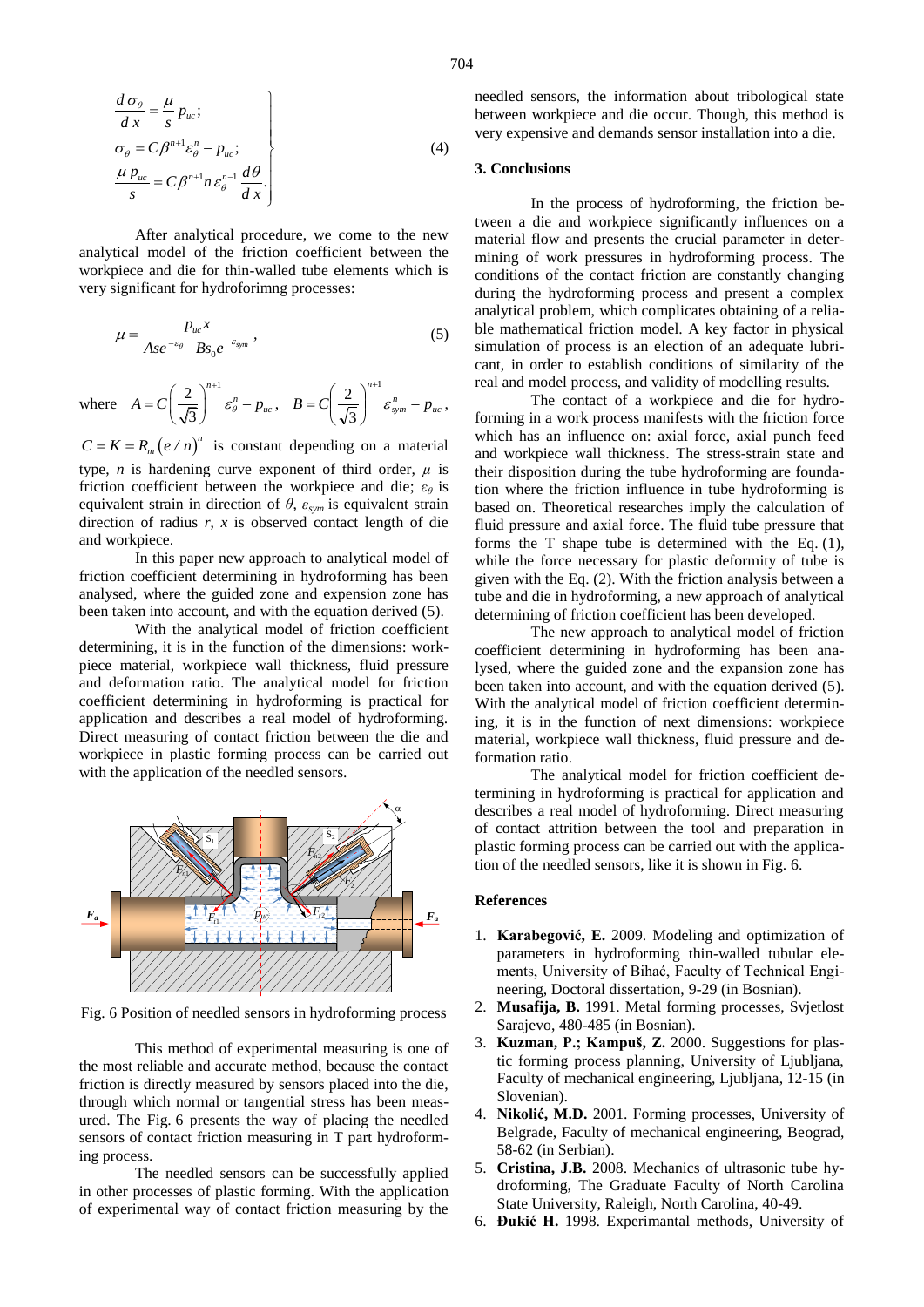$$\left.\begin{aligned} &\frac{d\sigma_\theta}{dx} = \frac{\mu}{s} p_{uc};\\ &\sigma_\theta = C\beta^{n+1}\varepsilon_\theta^n - p_{uc};\\ &\frac{\mu\, p_{uc}}{s} = C\beta^{n+1} n\,\varepsilon_\theta^{n-1}\frac{d\theta}{dx}. \end{aligned}\right\} \tag{4}$$

After analytical procedure, we come to the new analytical model of the friction coefficient between the workpiece and die for thin-walled tube elements which is very significant for hydroforimng processes:

$$\mu = \frac{p_{uc} x}{Ase^{-\varepsilon_\theta} - Bs_0 e^{-\varepsilon_{sym}}}, \tag{5}$$

where $A = C\left(\frac{2}{\sqrt{3}}\right)^{n+1} \varepsilon_\theta^n - p_{uc}$, $B = C\left(\frac{2}{\sqrt{3}}\right)^{n+1} \varepsilon_{sym}^n - p_{uc}$,

$C = K = R_m\left(e/n\right)^n$ is constant depending on a material type, $n$ is hardening curve exponent of third order, $\mu$ is friction coefficient between the workpiece and die; $\varepsilon_\theta$ is equivalent strain in direction of $\theta$, $\varepsilon_{sym}$ is equivalent strain direction of radius $r$, $x$ is observed contact length of die and workpiece.

In this paper new approach to analytical model of friction coefficient determining in hydroforming has been analysed, where the guided zone and expension zone has been taken into account, and with the equation derived (5).

With the analytical model of friction coefficient determining, it is in the function of the dimensions: workpiece material, workpiece wall thickness, fluid pressure and deformation ratio. The analytical model for friction coefficient determining in hydroforming is practical for application and describes a real model of hydroforming. Direct measuring of contact friction between the die and workpiece in plastic forming process can be carried out with the application of the needled sensors.

Fig. 6 Position of needled sensors in hydroforming process

This method of experimental measuring is one of the most reliable and accurate method, because the contact friction is directly measured by sensors placed into the die, through which normal or tangential stress has been measured. The Fig. 6 presents the way of placing the needled sensors of contact friction measuring in T part hydroforming process.

The needled sensors can be successfully applied in other processes of plastic forming. With the application of experimental way of contact friction measuring by the needled sensors, the information about tribological state between workpiece and die occur. Though, this method is very expensive and demands sensor installation into a die.

## 3. Conclusions

In the process of hydroforming, the friction between a die and workpiece significantly influences on a material flow and presents the crucial parameter in determining of work pressures in hydroforming process. The conditions of the contact friction are constantly changing during the hydroforming process and present a complex analytical problem, which complicates obtaining of a reliable mathematical friction model. A key factor in physical simulation of process is an election of an adequate lubricant, in order to establish conditions of similarity of the real and model process, and validity of modelling results.

The contact of a workpiece and die for hydroforming in a work process manifests with the friction force which has an influence on: axial force, axial punch feed and workpiece wall thickness. The stress-strain state and their disposition during the tube hydroforming are foundation where the friction influence in tube hydroforming is based on. Theoretical researches imply the calculation of fluid pressure and axial force. The fluid tube pressure that forms the T shape tube is determined with the Eq. (1), while the force necessary for plastic deformity of tube is given with the Eq. (2). With the friction analysis between a tube and die in hydroforming, a new approach of analytical determining of friction coefficient has been developed.

The new approach to analytical model of friction coefficient determining in hydroforming has been analysed, where the guided zone and the expansion zone has been taken into account, and with the equation derived (5). With the analytical model of friction coefficient determining, it is in the function of next dimensions: workpiece material, workpiece wall thickness, fluid pressure and deformation ratio.

The analytical model for friction coefficient determining in hydroforming is practical for application and describes a real model of hydroforming. Direct measuring of contact attrition between the tool and preparation in plastic forming process can be carried out with the application of the needled sensors, like it is shown in Fig. 6.

## References

1. **Karabegović, E.** 2009. Modeling and optimization of parameters in hydroforming thin-walled tubular elements, University of Bihać, Faculty of Technical Engineering, Doctoral dissertation, 9-29 (in Bosnian).
2. **Musafija, B.** 1991. Metal forming processes, Svjetlost Sarajevo, 480-485 (in Bosnian).
3. **Kuzman, P.; Kampuš, Z.** 2000. Suggestions for plastic forming process planning, University of Ljubljana, Faculty of mechanical engineering, Ljubljana, 12-15 (in Slovenian).
4. **Nikolić, M.D.** 2001. Forming processes, University of Belgrade, Faculty of mechanical engineering, Beograd, 58-62 (in Serbian).
5. **Cristina, J.B.** 2008. Mechanics of ultrasonic tube hydroforming, The Graduate Faculty of North Carolina State University, Raleigh, North Carolina, 40-49.
6. **Đukić H.** 1998. Experimantal methods, University of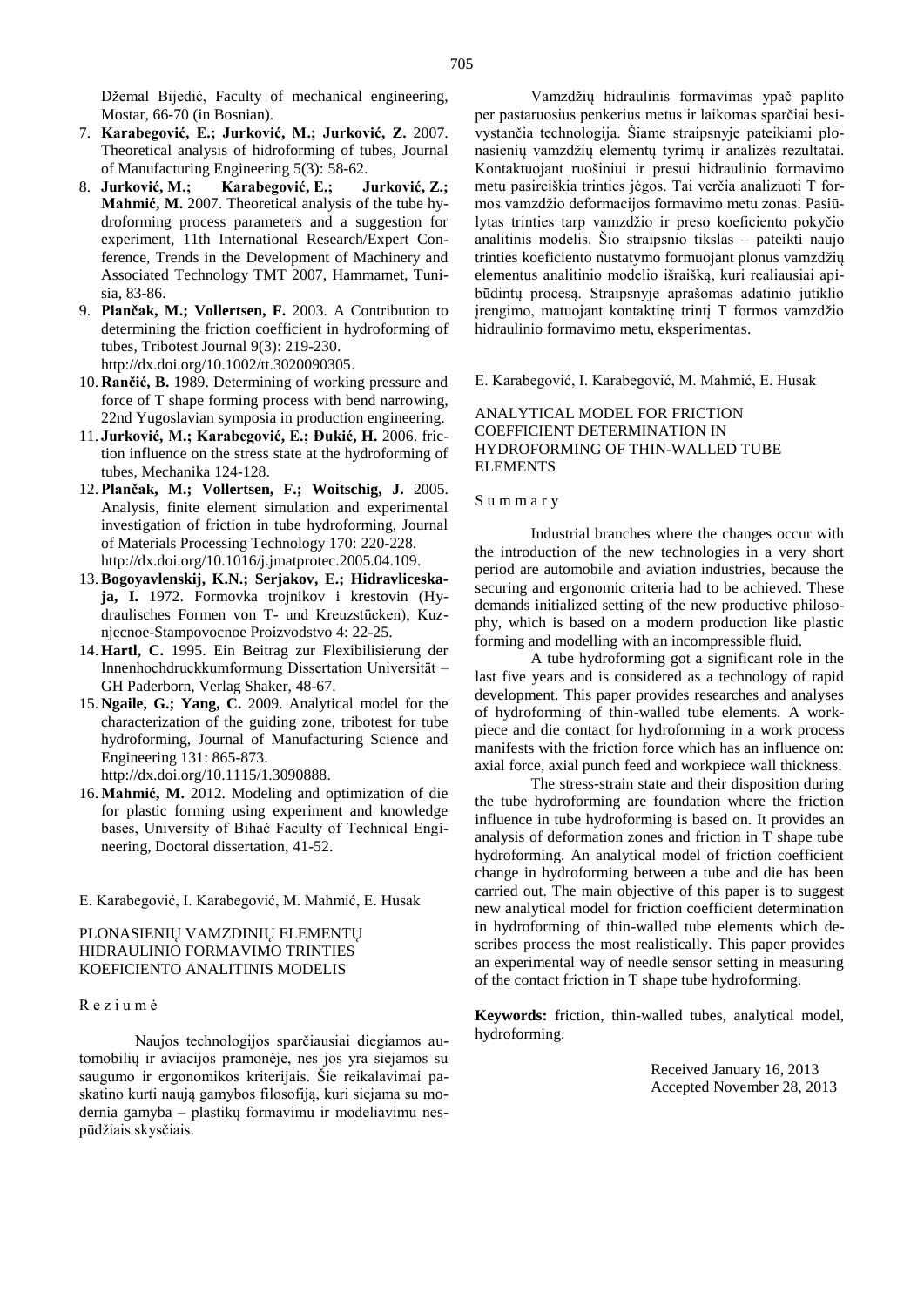Džemal Bijedić, Faculty of mechanical engineering, Mostar, 66-70 (in Bosnian).

7. **Karabegović, E.; Jurković, M.; Jurković, Z.** 2007. Theoretical analysis of hidroforming of tubes, Journal of Manufacturing Engineering 5(3): 58-62.
8. **Jurković, M.; Karabegović, E.; Jurković, Z.; Mahmić, M.** 2007. Theoretical analysis of the tube hydroforming process parameters and a suggestion for experiment, 11th International Research/Expert Conference, Trends in the Development of Machinery and Associated Technology TMT 2007, Hammamet, Tunisia, 83-86.
9. **Plančak, M.; Vollertsen, F.** 2003. A Contribution to determining the friction coefficient in hydroforming of tubes, Tribotest Journal 9(3): 219-230. http://dx.doi.org/10.1002/tt.3020090305.
10. **Rančić, B.** 1989. Determining of working pressure and force of T shape forming process with bend narrowing, 22nd Yugoslavian symposia in production engineering.
11. **Jurković, M.; Karabegović, E.; Đukić, H.** 2006. friction influence on the stress state at the hydroforming of tubes, Mechanika 124-128.
12. **Plančak, M.; Vollertsen, F.; Woitschig, J.** 2005. Analysis, finite element simulation and experimental investigation of friction in tube hydroforming, Journal of Materials Processing Technology 170: 220-228. http://dx.doi.org/10.1016/j.jmatprotec.2005.04.109.
13. **Bogoyavlenskij, K.N.; Serjakov, E.; Hidravliceskaja, I.** 1972. Formovka trojnikov i krestovin (Hydraulisches Formen von T- und Kreuzstücken), Kuznjecnoe-Stampovocnoe Proizvodstvo 4: 22-25.
14. **Hartl, C.** 1995. Ein Beitrag zur Flexibilisierung der Innenhochdruckkumformung Dissertation Universität – GH Paderborn, Verlag Shaker, 48-67.
15. **Ngaile, G.; Yang, C.** 2009. Analytical model for the characterization of the guiding zone, tribotest for tube hydroforming, Journal of Manufacturing Science and Engineering 131: 865-873. http://dx.doi.org/10.1115/1.3090888.
16. **Mahmić, M.** 2012. Modeling and optimization of die for plastic forming using experiment and knowledge bases, University of Bihać Faculty of Technical Engineering, Doctoral dissertation, 41-52.

E. Karabegović, I. Karabegović, M. Mahmić, E. Husak

PLONASIENIŲ VAMZDINIŲ ELEMENTŲ HIDRAULINIO FORMAVIMO TRINTIES KOEFICIENTO ANALITINIS MODELIS

R e z i u m ė

Naujos technologijos sparčiausiai diegiamos automobilių ir aviacijos pramonėje, nes jos yra siejamos su saugumo ir ergonomikos kriterijais. Šie reikalavimai paskatino kurti naują gamybos filosofiją, kuri siejama su modernia gamyba – plastikų formavimu ir modeliavimu nespūdžiais skysčiais.

Vamzdžių hidraulinis formavimas ypač paplito per pastaruosius penkerius metus ir laikomas sparčiai besivystančia technologija. Šiame straipsnyje pateikiami plonasienių vamzdžių elementų tyrimų ir analizės rezultatai. Kontaktuojant ruošiniui ir presui hidraulinio formavimo metu pasireiškia trinties jėgos. Tai verčia analizuoti T formos vamzdžio deformacijos formavimo metu zonas. Pasiūlytas trinties tarp vamzdžio ir preso koeficiento pokyčio analitinis modelis. Šio straipsnio tikslas – pateikti naujo trinties koeficiento nustatymo formuojant plonus vamzdžių elementus analitinio modelio išraišką, kuri realiausiai apibūdintų procesą. Straipsnyje aprašomas adatinio jutiklio įrengimo, matuojant kontaktinę trintį T formos vamzdžio hidraulinio formavimo metu, eksperimentas.

E. Karabegović, I. Karabegović, M. Mahmić, E. Husak

ANALYTICAL MODEL FOR FRICTION COEFFICIENT DETERMINATION IN HYDROFORMING OF THIN-WALLED TUBE ELEMENTS

S u m m a r y

Industrial branches where the changes occur with the introduction of the new technologies in a very short period are automobile and aviation industries, because the securing and ergonomic criteria had to be achieved. These demands initialized setting of the new productive philosophy, which is based on a modern production like plastic forming and modelling with an incompressible fluid.

A tube hydroforming got a significant role in the last five years and is considered as a technology of rapid development. This paper provides researches and analyses of hydroforming of thin-walled tube elements. A workpiece and die contact for hydroforming in a work process manifests with the friction force which has an influence on: axial force, axial punch feed and workpiece wall thickness.

The stress-strain state and their disposition during the tube hydroforming are foundation where the friction influence in tube hydroforming is based on. It provides an analysis of deformation zones and friction in T shape tube hydroforming. An analytical model of friction coefficient change in hydroforming between a tube and die has been carried out. The main objective of this paper is to suggest new analytical model for friction coefficient determination in hydroforming of thin-walled tube elements which describes process the most realistically. This paper provides an experimental way of needle sensor setting in measuring of the contact friction in T shape tube hydroforming.

**Keywords:** friction, thin-walled tubes, analytical model, hydroforming.

Received January 16, 2013
Accepted November 28, 2013